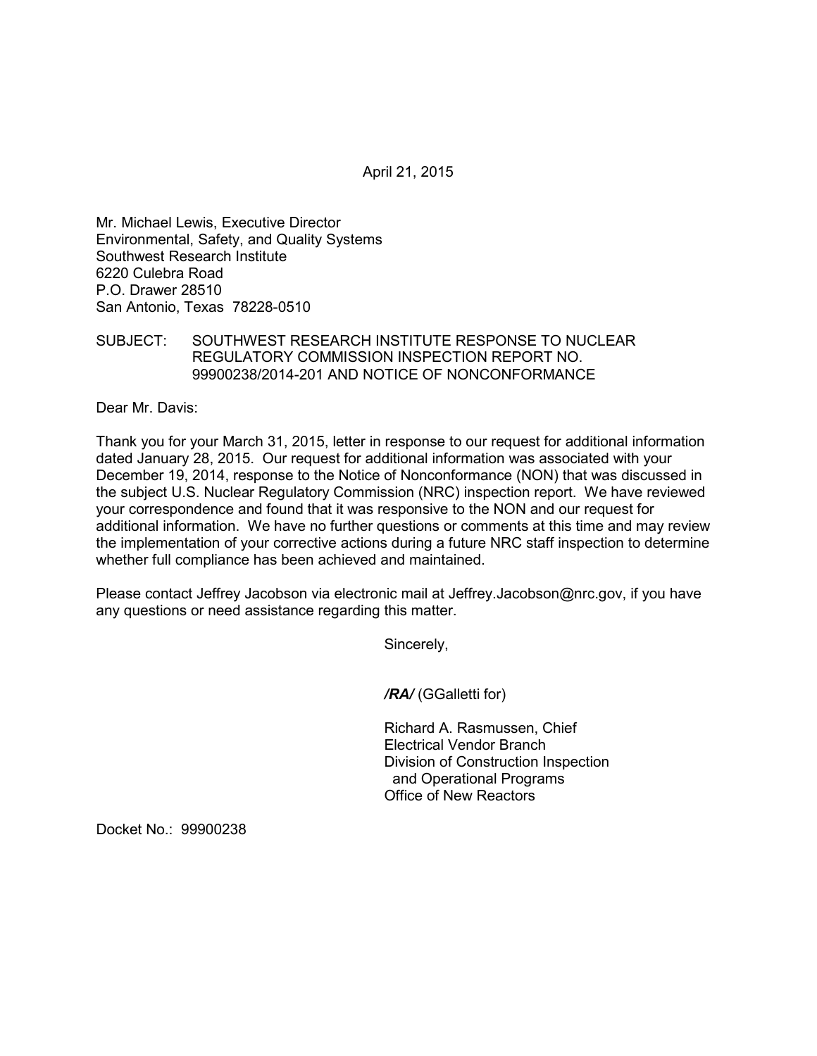April 21, 2015

Mr. Michael Lewis, Executive Director
Environmental, Safety, and Quality Systems
Southwest Research Institute
6220 Culebra Road
P.O. Drawer 28510
San Antonio, Texas 78228-0510

SUBJECT: SOUTHWEST RESEARCH INSTITUTE RESPONSE TO NUCLEAR REGULATORY COMMISSION INSPECTION REPORT NO. 99900238/2014-201 AND NOTICE OF NONCONFORMANCE

Dear Mr. Davis:

Thank you for your March 31, 2015, letter in response to our request for additional information dated January 28, 2015. Our request for additional information was associated with your December 19, 2014, response to the Notice of Nonconformance (NON) that was discussed in the subject U.S. Nuclear Regulatory Commission (NRC) inspection report. We have reviewed your correspondence and found that it was responsive to the NON and our request for additional information. We have no further questions or comments at this time and may review the implementation of your corrective actions during a future NRC staff inspection to determine whether full compliance has been achieved and maintained.

Please contact Jeffrey Jacobson via electronic mail at Jeffrey.Jacobson@nrc.gov, if you have any questions or need assistance regarding this matter.

Sincerely,

***/RA/*** (GGalletti for)

Richard A. Rasmussen, Chief
Electrical Vendor Branch
Division of Construction Inspection
and Operational Programs
Office of New Reactors

Docket No.: 99900238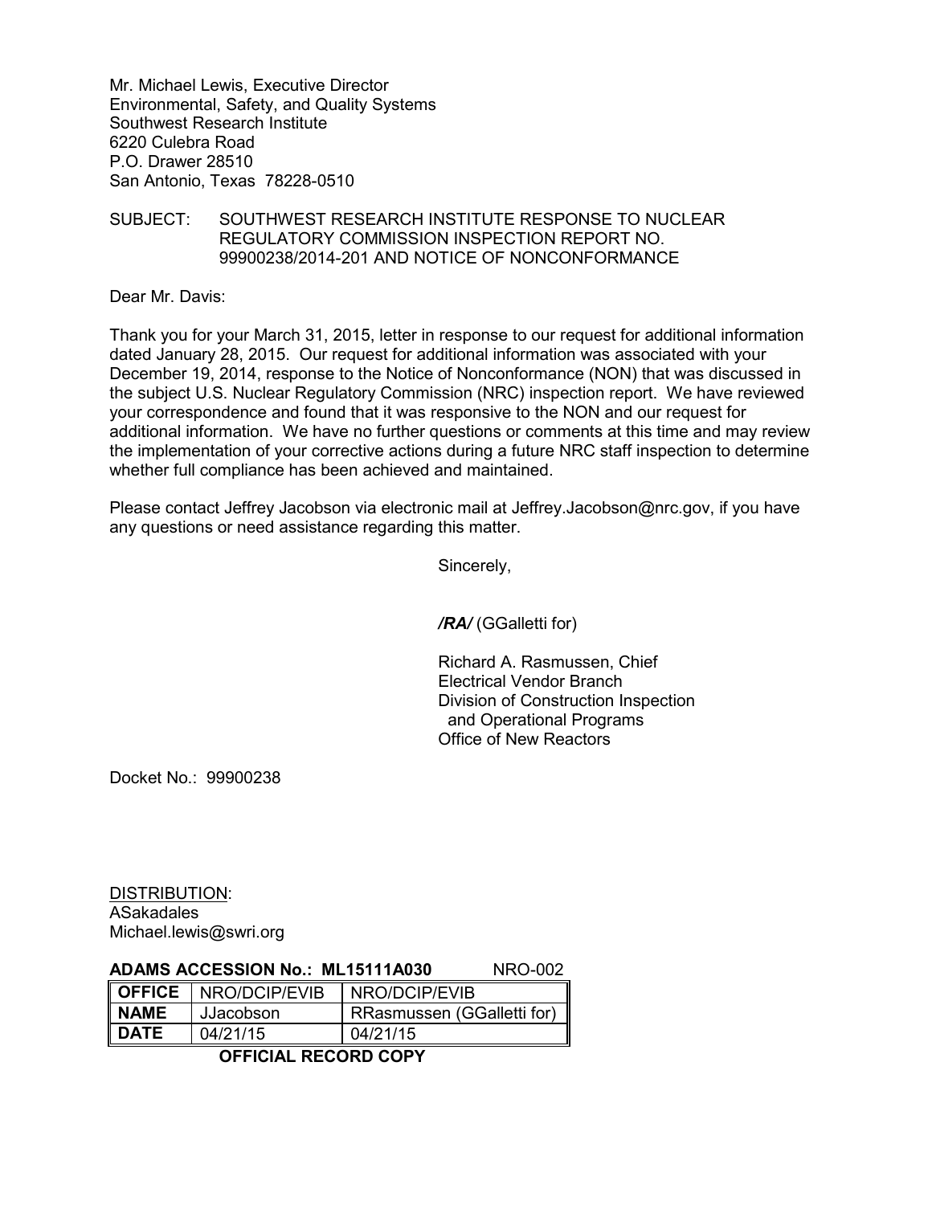Mr. Michael Lewis, Executive Director
Environmental, Safety, and Quality Systems
Southwest Research Institute
6220 Culebra Road
P.O. Drawer 28510
San Antonio, Texas 78228-0510

SUBJECT: SOUTHWEST RESEARCH INSTITUTE RESPONSE TO NUCLEAR REGULATORY COMMISSION INSPECTION REPORT NO. 99900238/2014-201 AND NOTICE OF NONCONFORMANCE

Dear Mr. Davis:

Thank you for your March 31, 2015, letter in response to our request for additional information dated January 28, 2015. Our request for additional information was associated with your December 19, 2014, response to the Notice of Nonconformance (NON) that was discussed in the subject U.S. Nuclear Regulatory Commission (NRC) inspection report. We have reviewed your correspondence and found that it was responsive to the NON and our request for additional information. We have no further questions or comments at this time and may review the implementation of your corrective actions during a future NRC staff inspection to determine whether full compliance has been achieved and maintained.

Please contact Jeffrey Jacobson via electronic mail at Jeffrey.Jacobson@nrc.gov, if you have any questions or need assistance regarding this matter.

Sincerely,

***/RA/*** (GGalletti for)

Richard A. Rasmussen, Chief
Electrical Vendor Branch
Division of Construction Inspection
and Operational Programs
Office of New Reactors

Docket No.: 99900238

DISTRIBUTION:
ASakadales
Michael.lewis@swri.org

**ADAMS ACCESSION No.: ML15111A030** NRO-002

| | | |
|---|---|---|
| **OFFICE** | NRO/DCIP/EVIB | NRO/DCIP/EVIB |
| **NAME** | JJacobson | RRasmussen (GGalletti for) |
| **DATE** | 04/21/15 | 04/21/15 |

**OFFICIAL RECORD COPY**